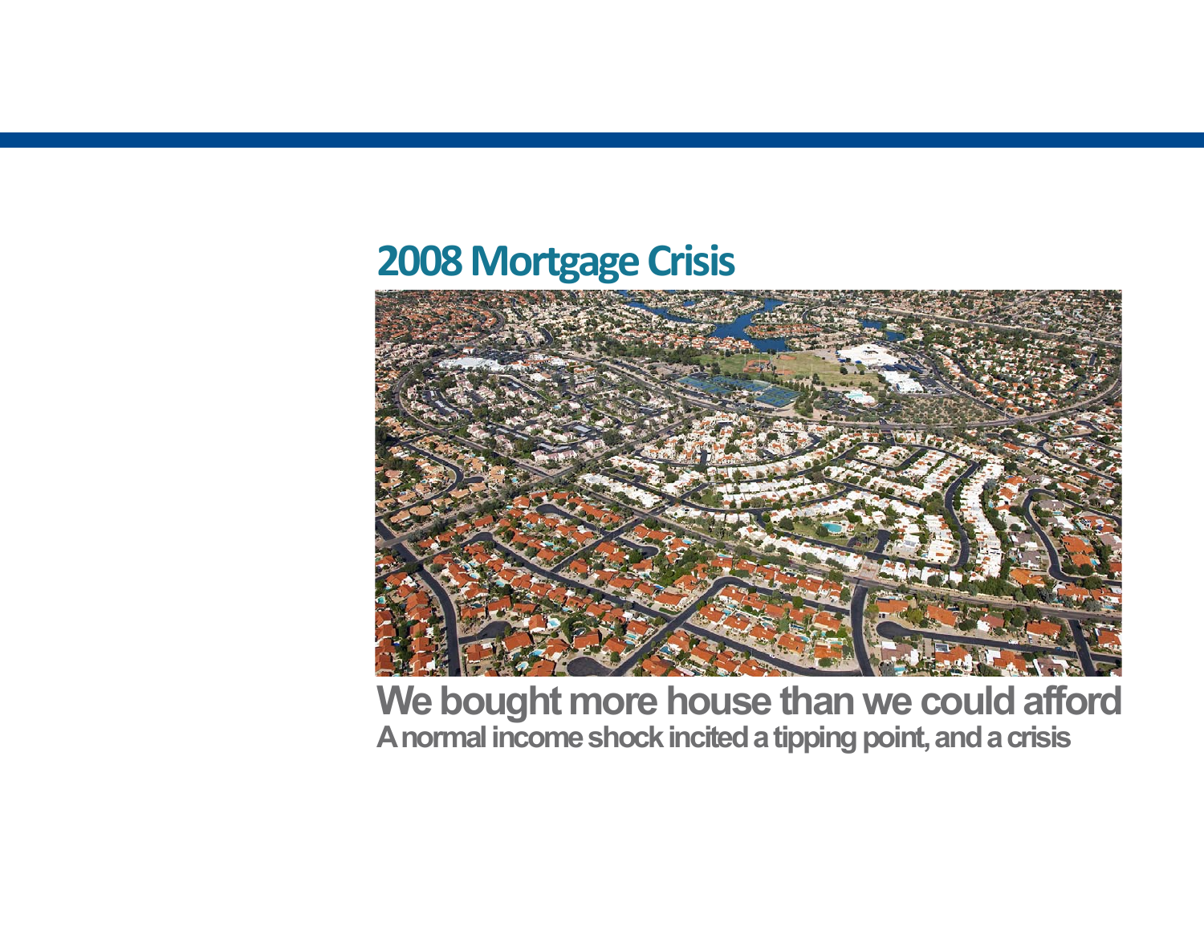## 2008 Mortgage Crisis

**We bought more house than we could afford**

**A normal income shock incited a tipping point, and a crisis**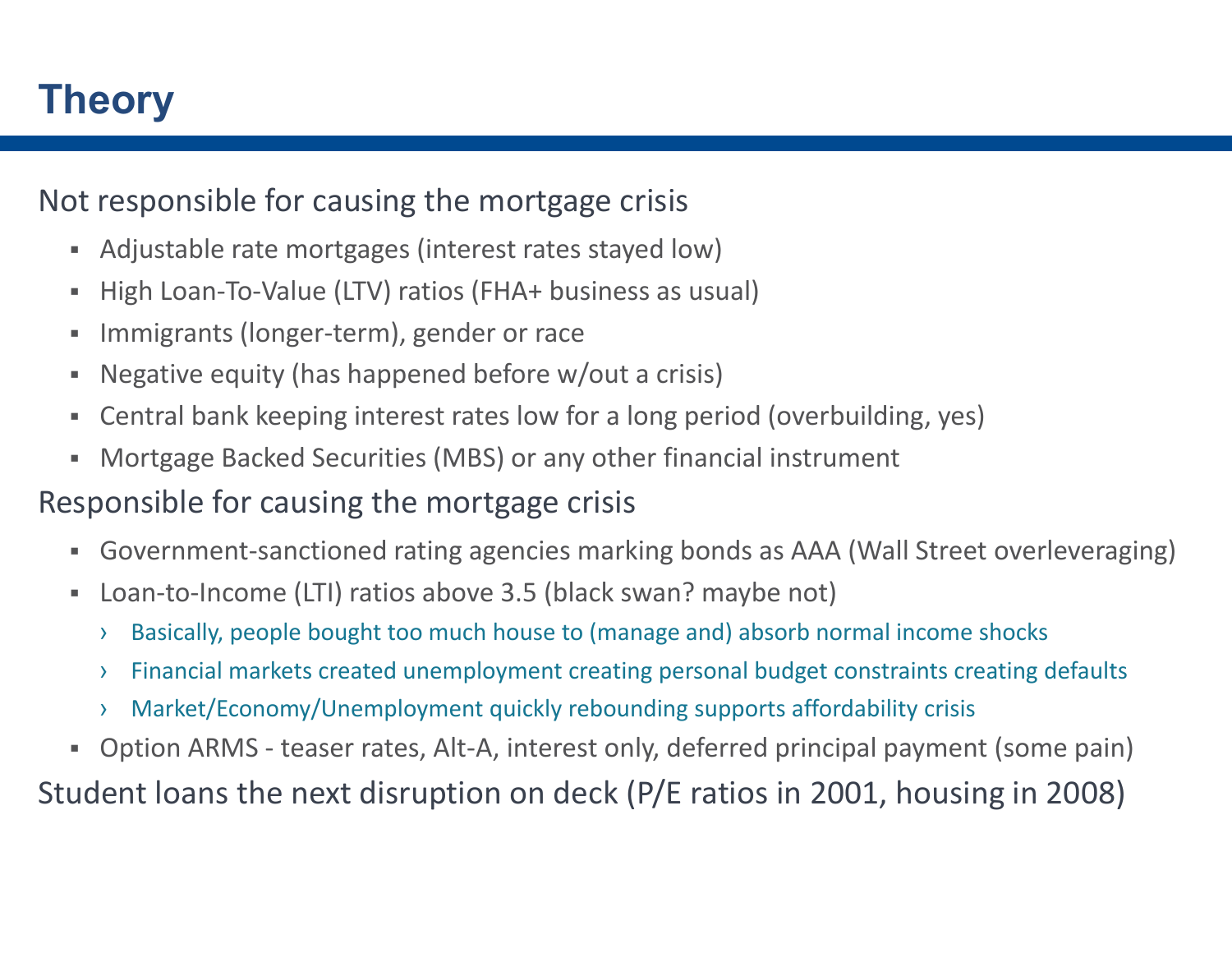# Theory

Not responsible for causing the mortgage crisis

- Adjustable rate mortgages (interest rates stayed low)
- High Loan-To-Value (LTV) ratios (FHA+ business as usual)
- Immigrants (longer-term), gender or race
- Negative equity (has happened before w/out a crisis)
- Central bank keeping interest rates low for a long period (overbuilding, yes)
- Mortgage Backed Securities (MBS) or any other financial instrument

Responsible for causing the mortgage crisis

- Government-sanctioned rating agencies marking bonds as AAA (Wall Street overleveraging)
- Loan-to-Income (LTI) ratios above 3.5 (black swan? maybe not)
  - Basically, people bought too much house to (manage and) absorb normal income shocks
  - Financial markets created unemployment creating personal budget constraints creating defaults
  - Market/Economy/Unemployment quickly rebounding supports affordability crisis
- Option ARMS - teaser rates, Alt-A, interest only, deferred principal payment (some pain)

Student loans the next disruption on deck (P/E ratios in 2001, housing in 2008)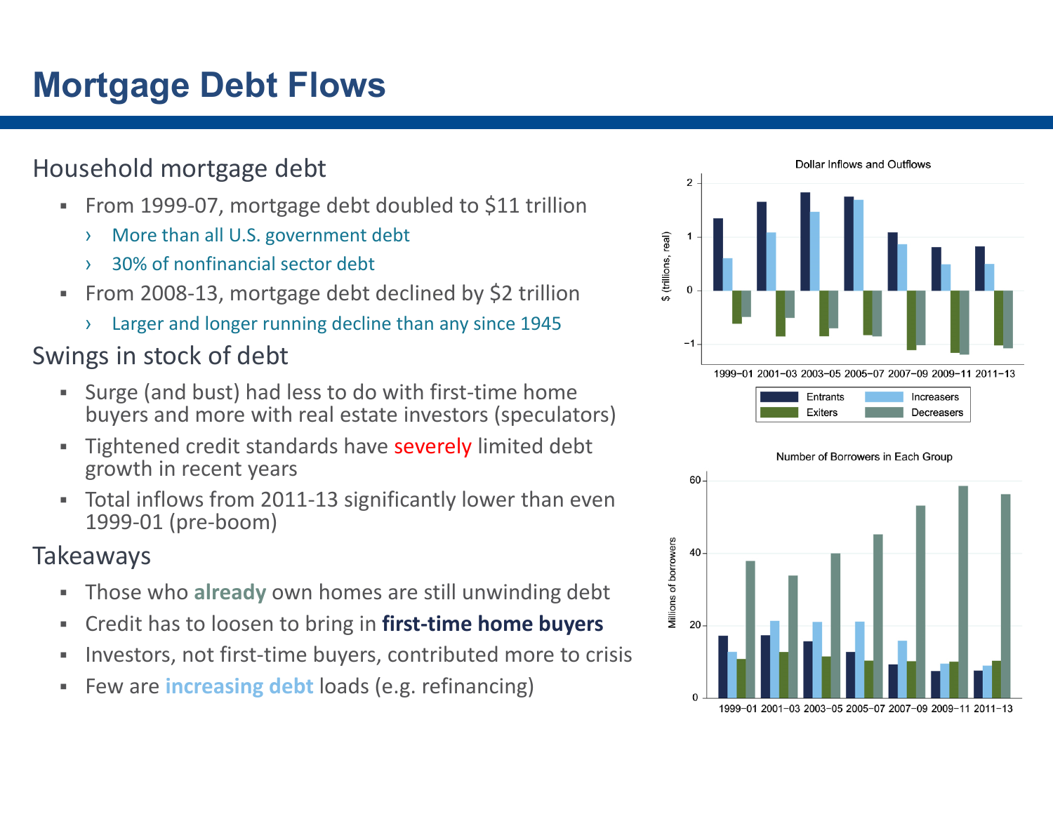# Mortgage Debt Flows

## Household mortgage debt

- From 1999-07, mortgage debt doubled to $11 trillion
  - More than all U.S. government debt
  - 30% of nonfinancial sector debt
- From 2008-13, mortgage debt declined by $2 trillion
  - Larger and longer running decline than any since 1945

## Swings in stock of debt

- Surge (and bust) had less to do with first-time home buyers and more with real estate investors (speculators)
- Tightened credit standards have severely limited debt growth in recent years
- Total inflows from 2011-13 significantly lower than even 1999-01 (pre-boom)

## Takeaways

- Those who **already** own homes are still unwinding debt
- Credit has to loosen to bring in **first-time home buyers**
- Investors, not first-time buyers, contributed more to crisis
- Few are **increasing debt** loads (e.g. refinancing)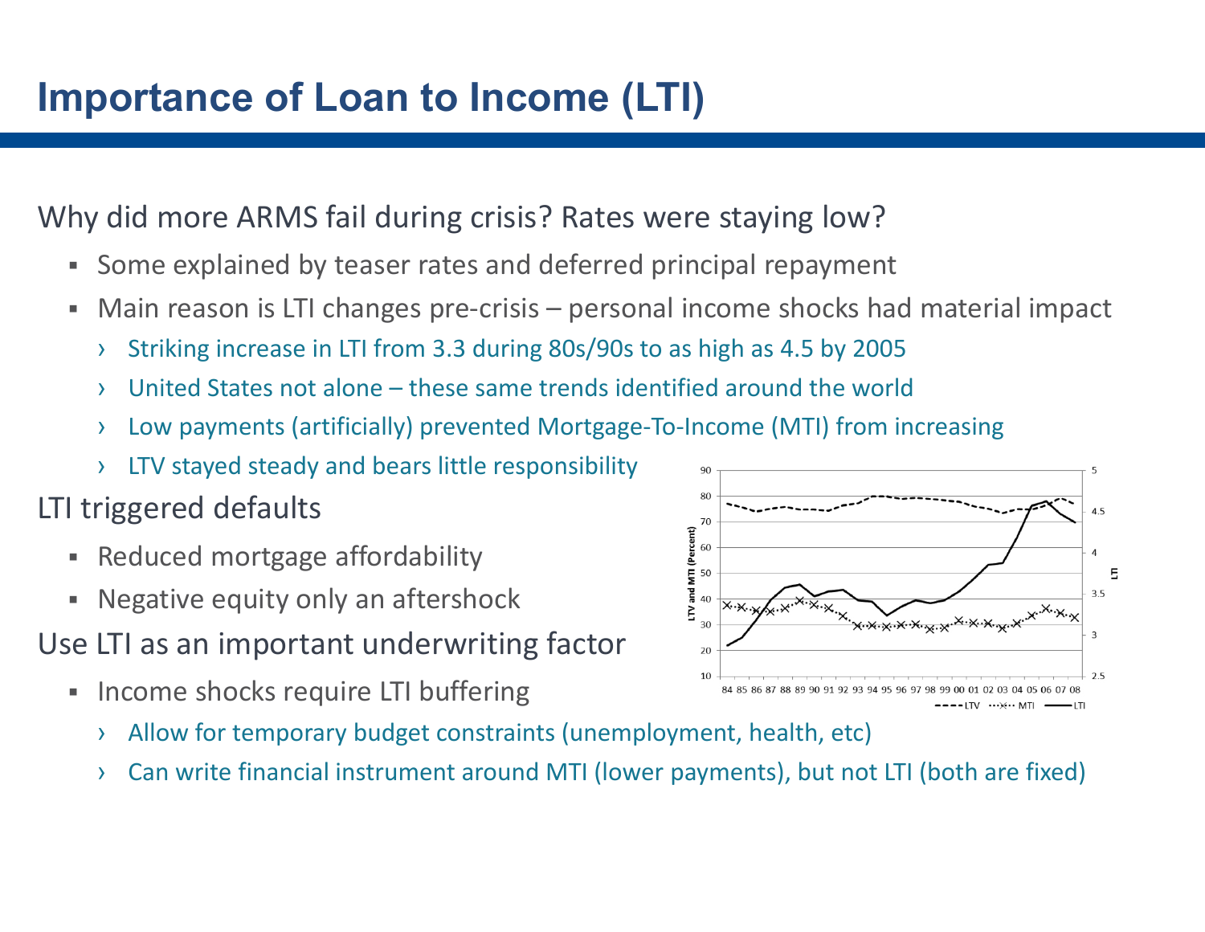# Importance of Loan to Income (LTI)

Why did more ARMS fail during crisis? Rates were staying low?

- Some explained by teaser rates and deferred principal repayment
- Main reason is LTI changes pre-crisis – personal income shocks had material impact
  - Striking increase in LTI from 3.3 during 80s/90s to as high as 4.5 by 2005
  - United States not alone – these same trends identified around the world
  - Low payments (artificially) prevented Mortgage-To-Income (MTI) from increasing
  - LTV stayed steady and bears little responsibility

LTI triggered defaults

- Reduced mortgage affordability
- Negative equity only an aftershock

Use LTI as an important underwriting factor

- Income shocks require LTI buffering
  - Allow for temporary budget constraints (unemployment, health, etc)
  - Can write financial instrument around MTI (lower payments), but not LTI (both are fixed)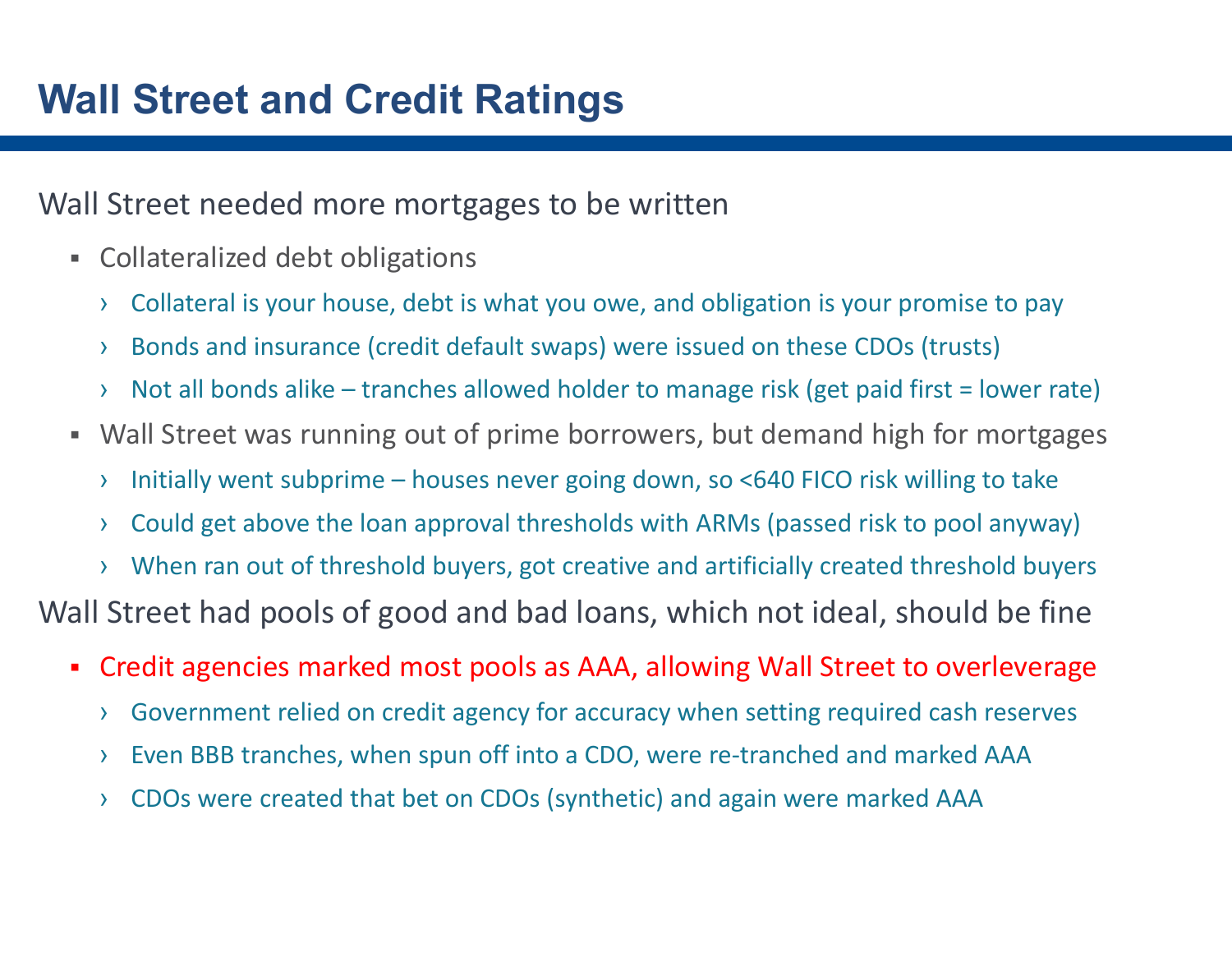# Wall Street and Credit Ratings

Wall Street needed more mortgages to be written

- Collateralized debt obligations
  - Collateral is your house, debt is what you owe, and obligation is your promise to pay
  - Bonds and insurance (credit default swaps) were issued on these CDOs (trusts)
  - Not all bonds alike – tranches allowed holder to manage risk (get paid first = lower rate)
- Wall Street was running out of prime borrowers, but demand high for mortgages
  - Initially went subprime – houses never going down, so <640 FICO risk willing to take
  - Could get above the loan approval thresholds with ARMs (passed risk to pool anyway)
  - When ran out of threshold buyers, got creative and artificially created threshold buyers

Wall Street had pools of good and bad loans, which not ideal, should be fine

- Credit agencies marked most pools as AAA, allowing Wall Street to overleverage
  - Government relied on credit agency for accuracy when setting required cash reserves
  - Even BBB tranches, when spun off into a CDO, were re-tranched and marked AAA
  - CDOs were created that bet on CDOs (synthetic) and again were marked AAA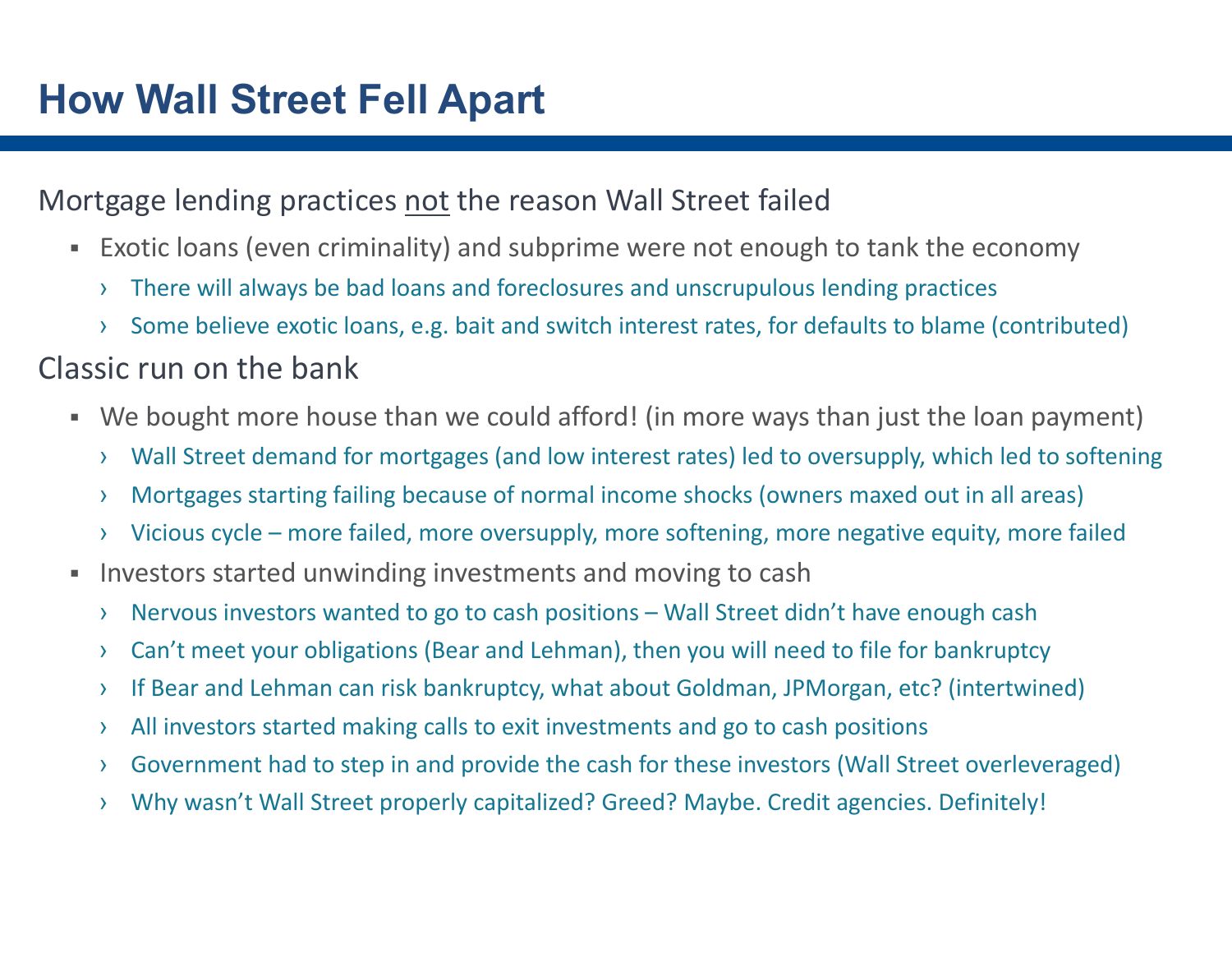# How Wall Street Fell Apart

Mortgage lending practices <u>not</u> the reason Wall Street failed

- Exotic loans (even criminality) and subprime were not enough to tank the economy
  - There will always be bad loans and foreclosures and unscrupulous lending practices
  - Some believe exotic loans, e.g. bait and switch interest rates, for defaults to blame (contributed)

Classic run on the bank

- We bought more house than we could afford! (in more ways than just the loan payment)
  - Wall Street demand for mortgages (and low interest rates) led to oversupply, which led to softening
  - Mortgages starting failing because of normal income shocks (owners maxed out in all areas)
  - Vicious cycle – more failed, more oversupply, more softening, more negative equity, more failed
- Investors started unwinding investments and moving to cash
  - Nervous investors wanted to go to cash positions – Wall Street didn't have enough cash
  - Can't meet your obligations (Bear and Lehman), then you will need to file for bankruptcy
  - If Bear and Lehman can risk bankruptcy, what about Goldman, JPMorgan, etc? (intertwined)
  - All investors started making calls to exit investments and go to cash positions
  - Government had to step in and provide the cash for these investors (Wall Street overleveraged)
  - Why wasn't Wall Street properly capitalized? Greed? Maybe. Credit agencies. Definitely!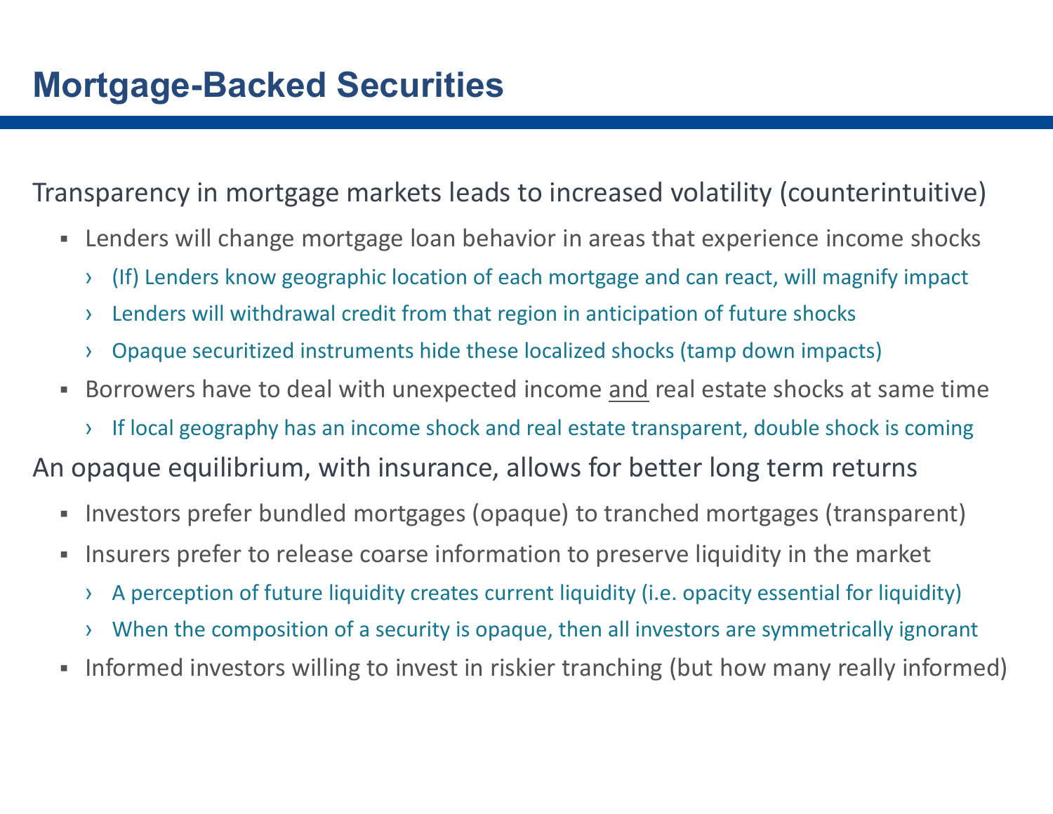# Mortgage-Backed Securities

Transparency in mortgage markets leads to increased volatility (counterintuitive)

- Lenders will change mortgage loan behavior in areas that experience income shocks
  - (If) Lenders know geographic location of each mortgage and can react, will magnify impact
  - Lenders will withdrawal credit from that region in anticipation of future shocks
  - Opaque securitized instruments hide these localized shocks (tamp down impacts)
- Borrowers have to deal with unexpected income <u>and</u> real estate shocks at same time
  - If local geography has an income shock and real estate transparent, double shock is coming

An opaque equilibrium, with insurance, allows for better long term returns

- Investors prefer bundled mortgages (opaque) to tranched mortgages (transparent)
- Insurers prefer to release coarse information to preserve liquidity in the market
  - A perception of future liquidity creates current liquidity (i.e. opacity essential for liquidity)
  - When the composition of a security is opaque, then all investors are symmetrically ignorant
- Informed investors willing to invest in riskier tranching (but how many really informed)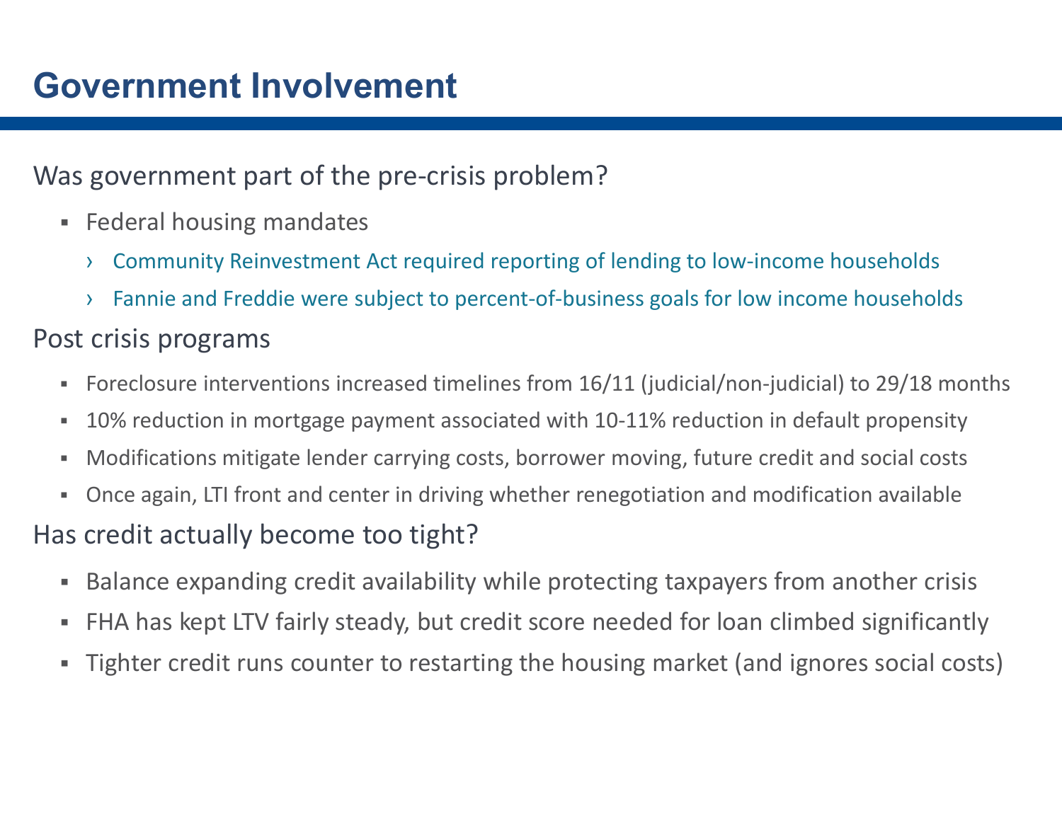# Government Involvement

Was government part of the pre-crisis problem?

- Federal housing mandates
  - Community Reinvestment Act required reporting of lending to low-income households
  - Fannie and Freddie were subject to percent-of-business goals for low income households

Post crisis programs

- Foreclosure interventions increased timelines from 16/11 (judicial/non-judicial) to 29/18 months
- 10% reduction in mortgage payment associated with 10-11% reduction in default propensity
- Modifications mitigate lender carrying costs, borrower moving, future credit and social costs
- Once again, LTI front and center in driving whether renegotiation and modification available

Has credit actually become too tight?

- Balance expanding credit availability while protecting taxpayers from another crisis
- FHA has kept LTV fairly steady, but credit score needed for loan climbed significantly
- Tighter credit runs counter to restarting the housing market (and ignores social costs)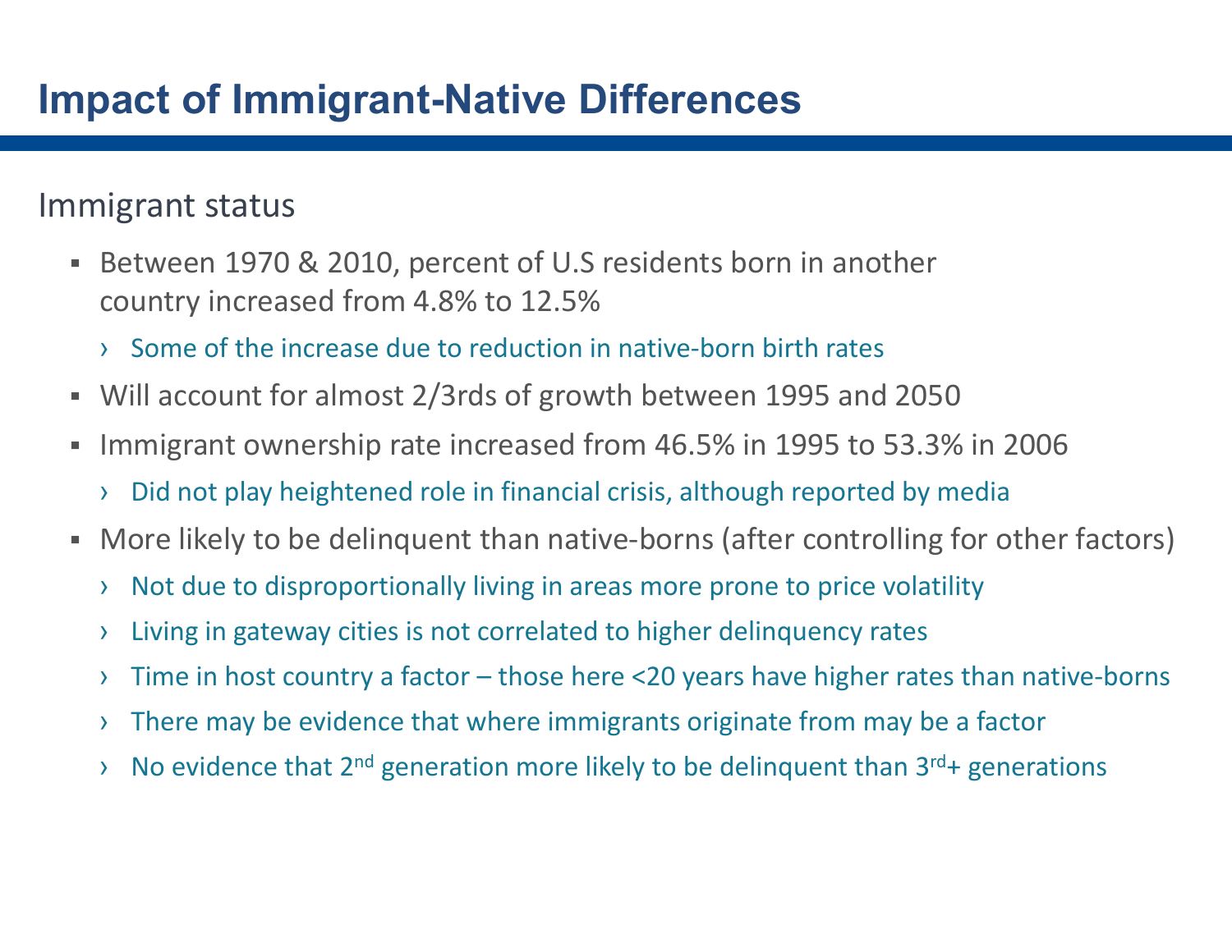# Impact of Immigrant-Native Differences

## Immigrant status

- Between 1970 & 2010, percent of U.S residents born in another country increased from 4.8% to 12.5%
  - Some of the increase due to reduction in native-born birth rates
- Will account for almost 2/3rds of growth between 1995 and 2050
- Immigrant ownership rate increased from 46.5% in 1995 to 53.3% in 2006
  - Did not play heightened role in financial crisis, although reported by media
- More likely to be delinquent than native-borns (after controlling for other factors)
  - Not due to disproportionally living in areas more prone to price volatility
  - Living in gateway cities is not correlated to higher delinquency rates
  - Time in host country a factor – those here <20 years have higher rates than native-borns
  - There may be evidence that where immigrants originate from may be a factor
  - No evidence that 2nd generation more likely to be delinquent than 3rd+ generations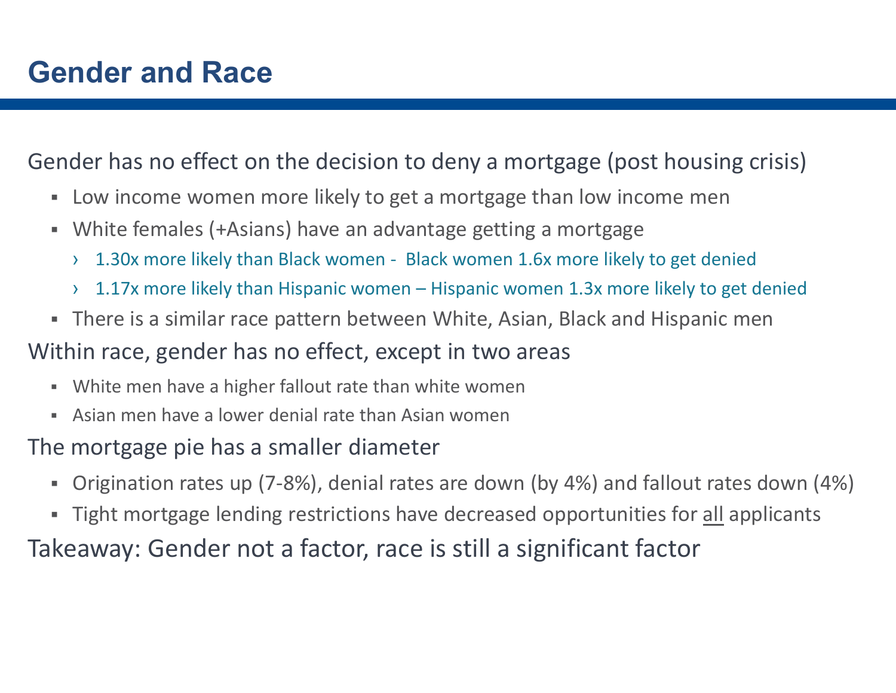# Gender and Race

Gender has no effect on the decision to deny a mortgage (post housing crisis)

- Low income women more likely to get a mortgage than low income men
- White females (+Asians) have an advantage getting a mortgage
  - 1.30x more likely than Black women - Black women 1.6x more likely to get denied
  - 1.17x more likely than Hispanic women – Hispanic women 1.3x more likely to get denied
- There is a similar race pattern between White, Asian, Black and Hispanic men

Within race, gender has no effect, except in two areas

- White men have a higher fallout rate than white women
- Asian men have a lower denial rate than Asian women

The mortgage pie has a smaller diameter

- Origination rates up (7-8%), denial rates are down (by 4%) and fallout rates down (4%)
- Tight mortgage lending restrictions have decreased opportunities for <u>all</u> applicants

Takeaway: Gender not a factor, race is still a significant factor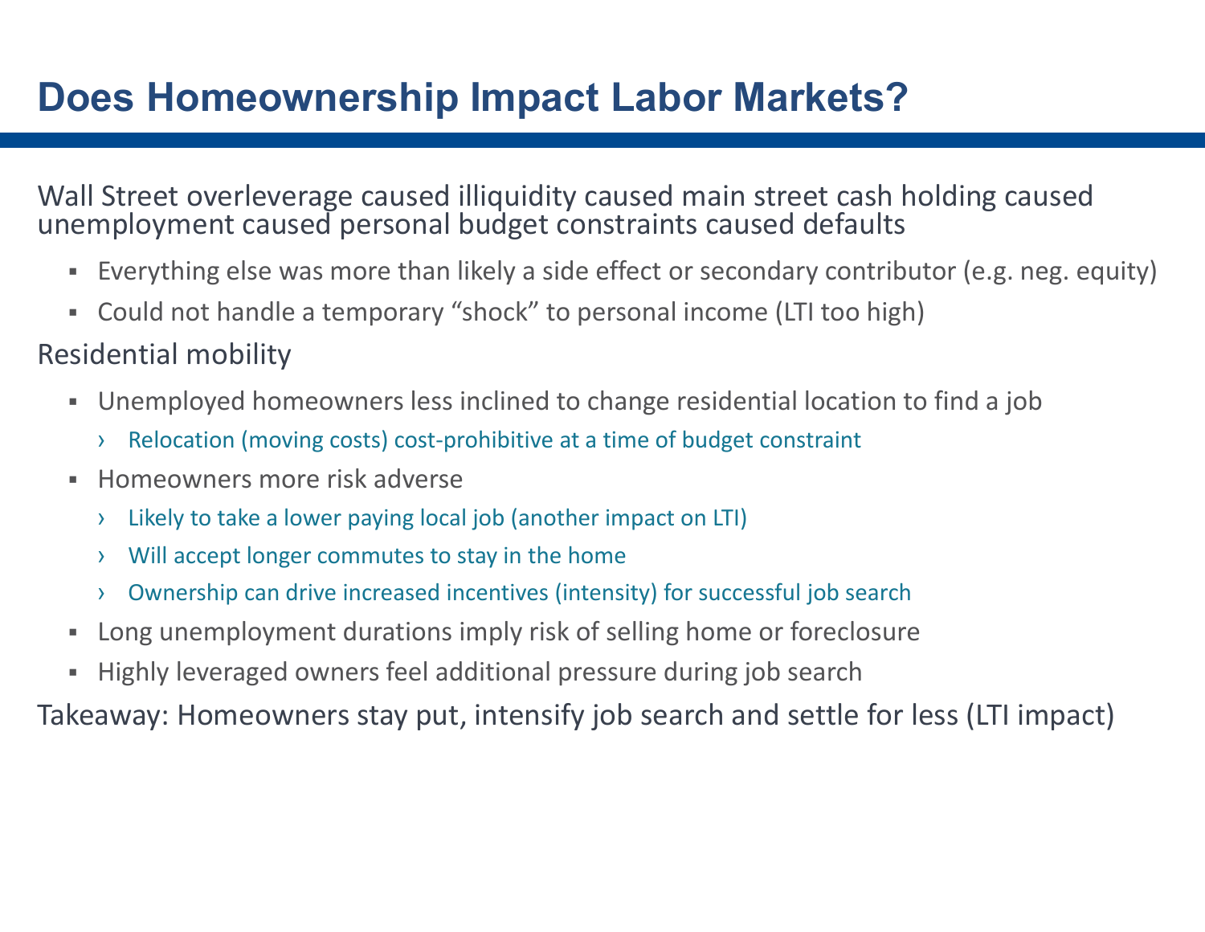# Does Homeownership Impact Labor Markets?

Wall Street overleverage caused illiquidity caused main street cash holding caused unemployment caused personal budget constraints caused defaults

- Everything else was more than likely a side effect or secondary contributor (e.g. neg. equity)
- Could not handle a temporary "shock" to personal income (LTI too high)

Residential mobility

- Unemployed homeowners less inclined to change residential location to find a job
  - Relocation (moving costs) cost-prohibitive at a time of budget constraint
- Homeowners more risk adverse
  - Likely to take a lower paying local job (another impact on LTI)
  - Will accept longer commutes to stay in the home
  - Ownership can drive increased incentives (intensity) for successful job search
- Long unemployment durations imply risk of selling home or foreclosure
- Highly leveraged owners feel additional pressure during job search

Takeaway: Homeowners stay put, intensify job search and settle for less (LTI impact)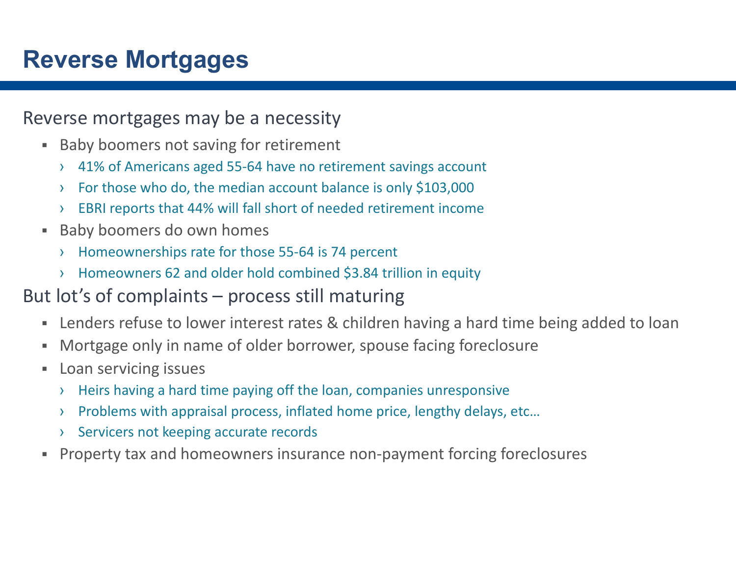# Reverse Mortgages

## Reverse mortgages may be a necessity

- Baby boomers not saving for retirement
  - 41% of Americans aged 55-64 have no retirement savings account
  - For those who do, the median account balance is only $103,000
  - EBRI reports that 44% will fall short of needed retirement income
- Baby boomers do own homes
  - Homeownerships rate for those 55-64 is 74 percent
  - Homeowners 62 and older hold combined $3.84 trillion in equity

## But lot's of complaints – process still maturing

- Lenders refuse to lower interest rates & children having a hard time being added to loan
- Mortgage only in name of older borrower, spouse facing foreclosure
- Loan servicing issues
  - Heirs having a hard time paying off the loan, companies unresponsive
  - Problems with appraisal process, inflated home price, lengthy delays, etc…
  - Servicers not keeping accurate records
- Property tax and homeowners insurance non-payment forcing foreclosures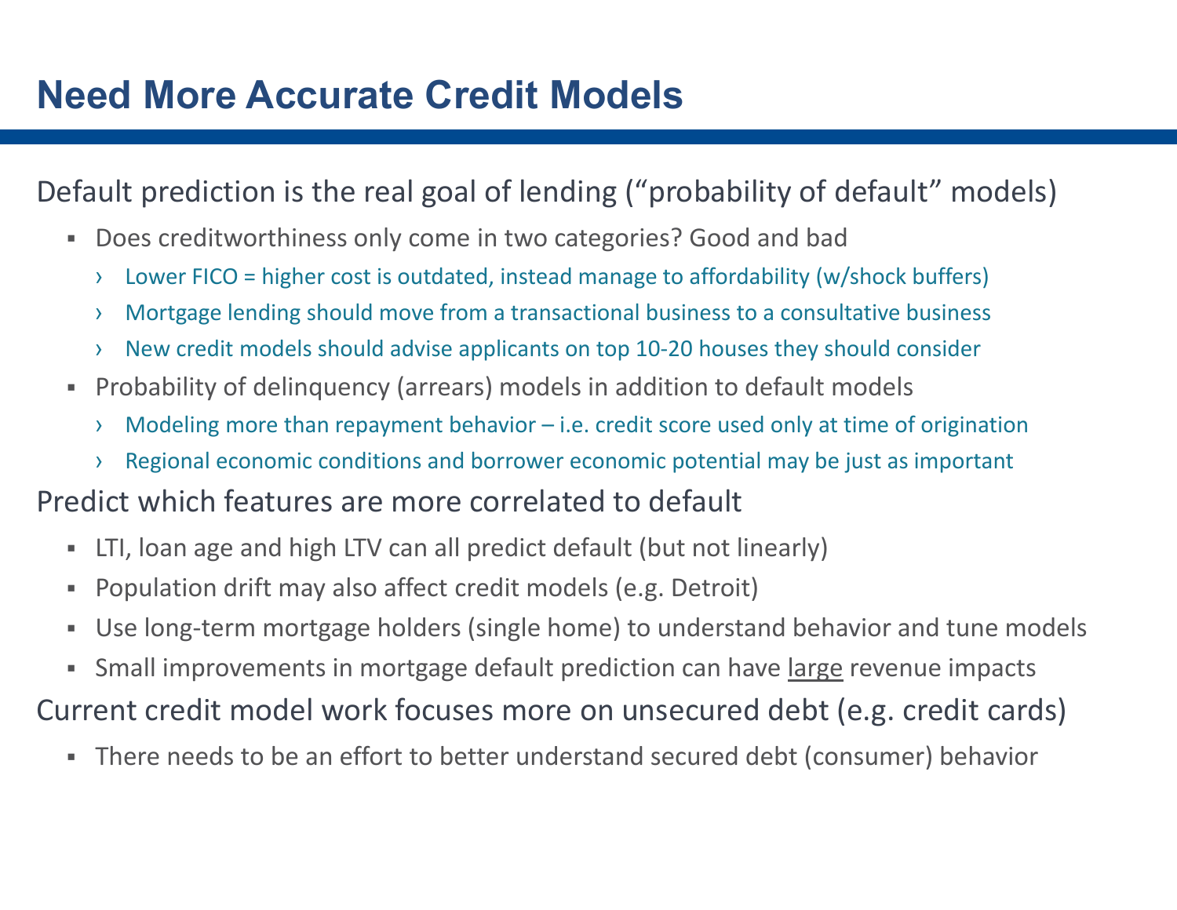# Need More Accurate Credit Models

Default prediction is the real goal of lending ("probability of default" models)

- Does creditworthiness only come in two categories? Good and bad
  - Lower FICO = higher cost is outdated, instead manage to affordability (w/shock buffers)
  - Mortgage lending should move from a transactional business to a consultative business
  - New credit models should advise applicants on top 10-20 houses they should consider
- Probability of delinquency (arrears) models in addition to default models
  - Modeling more than repayment behavior – i.e. credit score used only at time of origination
  - Regional economic conditions and borrower economic potential may be just as important

Predict which features are more correlated to default

- LTI, loan age and high LTV can all predict default (but not linearly)
- Population drift may also affect credit models (e.g. Detroit)
- Use long-term mortgage holders (single home) to understand behavior and tune models
- Small improvements in mortgage default prediction can have <u>large</u> revenue impacts

Current credit model work focuses more on unsecured debt (e.g. credit cards)

- There needs to be an effort to better understand secured debt (consumer) behavior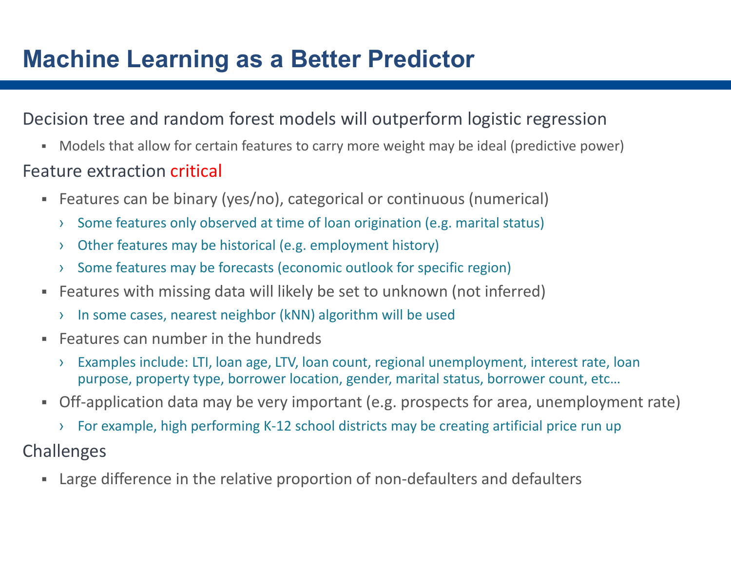# Machine Learning as a Better Predictor

Decision tree and random forest models will outperform logistic regression

- Models that allow for certain features to carry more weight may be ideal (predictive power)

Feature extraction critical

- Features can be binary (yes/no), categorical or continuous (numerical)
  - Some features only observed at time of loan origination (e.g. marital status)
  - Other features may be historical (e.g. employment history)
  - Some features may be forecasts (economic outlook for specific region)
- Features with missing data will likely be set to unknown (not inferred)
  - In some cases, nearest neighbor (kNN) algorithm will be used
- Features can number in the hundreds
  - Examples include: LTI, loan age, LTV, loan count, regional unemployment, interest rate, loan purpose, property type, borrower location, gender, marital status, borrower count, etc…
- Off-application data may be very important (e.g. prospects for area, unemployment rate)
  - For example, high performing K-12 school districts may be creating artificial price run up

Challenges

- Large difference in the relative proportion of non-defaulters and defaulters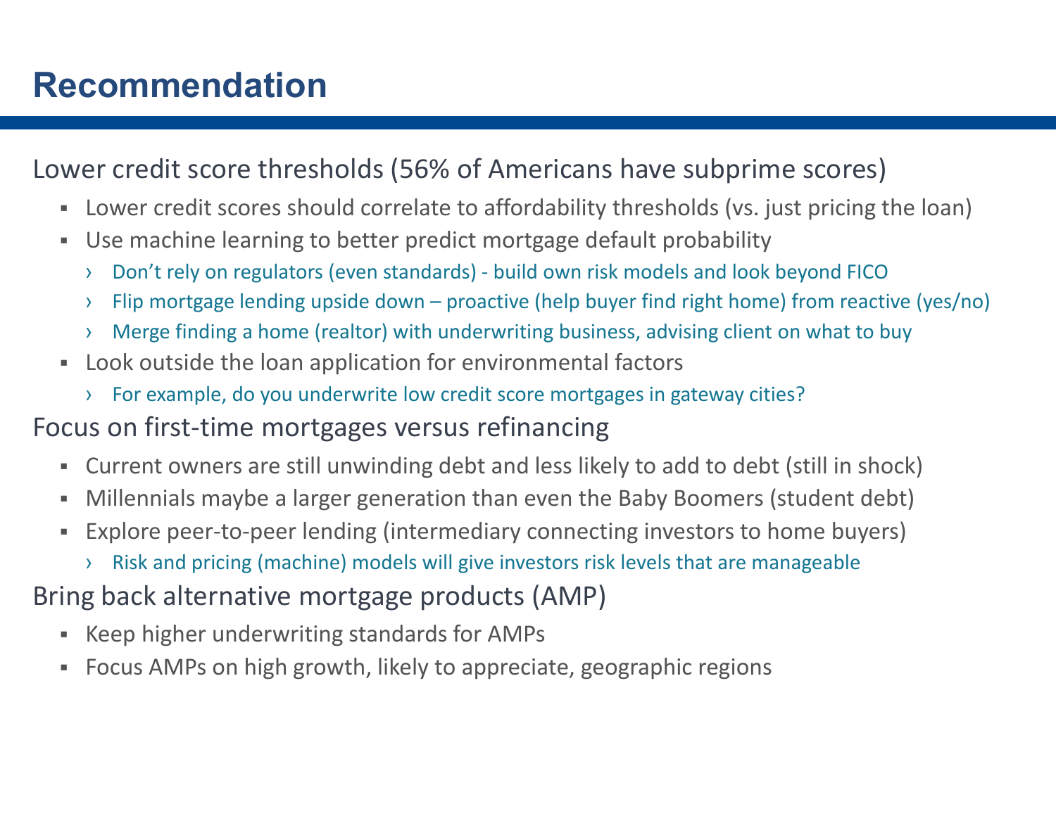# Recommendation

Lower credit score thresholds (56% of Americans have subprime scores)

- Lower credit scores should correlate to affordability thresholds (vs. just pricing the loan)
- Use machine learning to better predict mortgage default probability
  - Don’t rely on regulators (even standards) - build own risk models and look beyond FICO
  - Flip mortgage lending upside down – proactive (help buyer find right home) from reactive (yes/no)
  - Merge finding a home (realtor) with underwriting business, advising client on what to buy
- Look outside the loan application for environmental factors
  - For example, do you underwrite low credit score mortgages in gateway cities?

Focus on first-time mortgages versus refinancing

- Current owners are still unwinding debt and less likely to add to debt (still in shock)
- Millennials maybe a larger generation than even the Baby Boomers (student debt)
- Explore peer-to-peer lending (intermediary connecting investors to home buyers)
  - Risk and pricing (machine) models will give investors risk levels that are manageable

Bring back alternative mortgage products (AMP)

- Keep higher underwriting standards for AMPs
- Focus AMPs on high growth, likely to appreciate, geographic regions